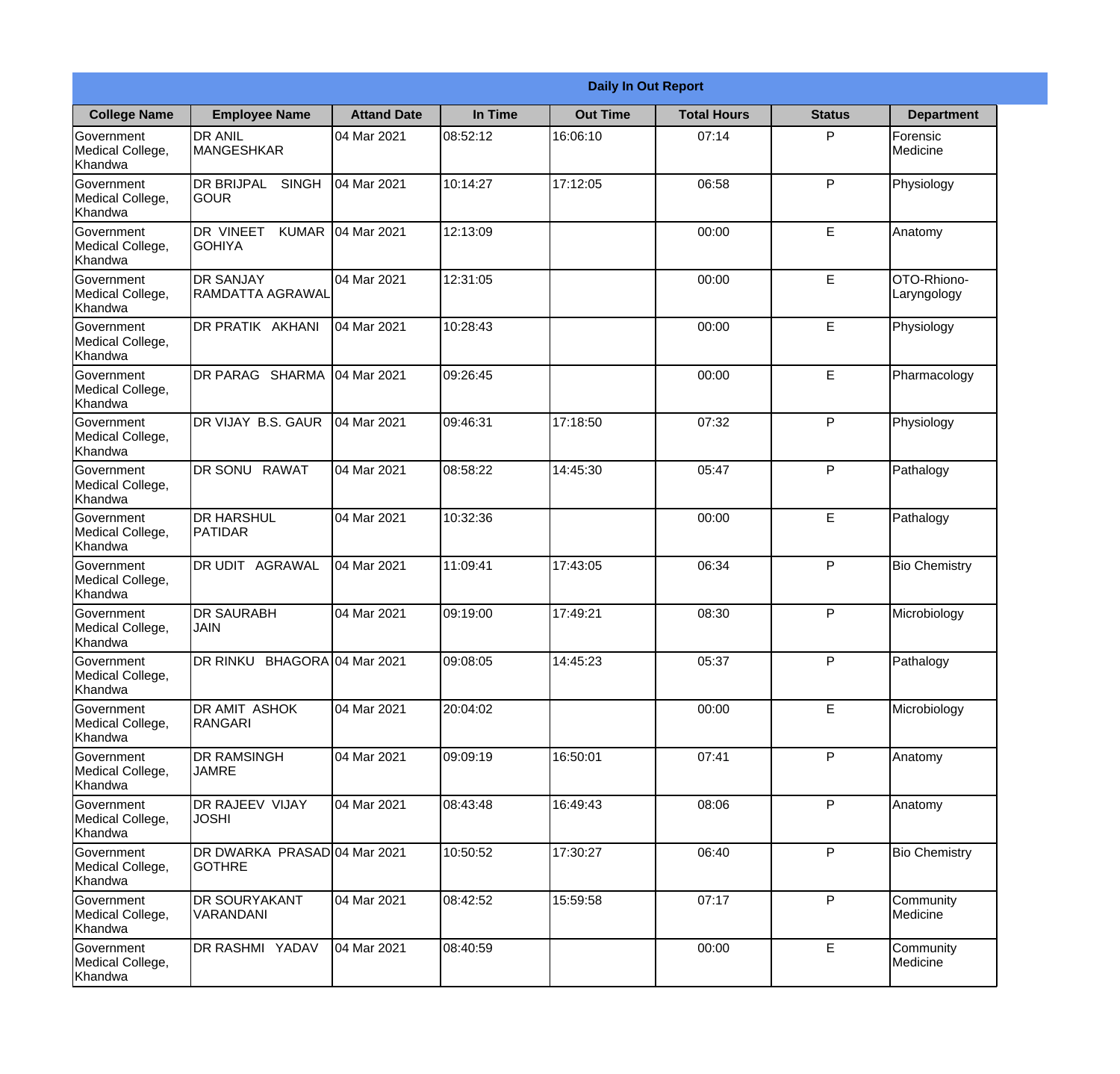| Daily In Out Report | | | | | | | |
|---|---|---|---|---|---|---|---|
| **College Name** | **Employee Name** | **Attand Date** | **In Time** | **Out Time** | **Total Hours** | **Status** | **Department** |
| Government Medical College, Khandwa | DR ANIL MANGESHKAR | 04 Mar 2021 | 08:52:12 | 16:06:10 | 07:14 | P | Forensic Medicine |
| Government Medical College, Khandwa | DR BRIJPAL SINGH GOUR | 04 Mar 2021 | 10:14:27 | 17:12:05 | 06:58 | P | Physiology |
| Government Medical College, Khandwa | DR VINEET KUMAR GOHIYA | 04 Mar 2021 | 12:13:09 | | 00:00 | E | Anatomy |
| Government Medical College, Khandwa | DR SANJAY RAMDATTA AGRAWAL | 04 Mar 2021 | 12:31:05 | | 00:00 | E | OTO-Rhiono-Laryngology |
| Government Medical College, Khandwa | DR PRATIK AKHANI | 04 Mar 2021 | 10:28:43 | | 00:00 | E | Physiology |
| Government Medical College, Khandwa | DR PARAG SHARMA | 04 Mar 2021 | 09:26:45 | | 00:00 | E | Pharmacology |
| Government Medical College, Khandwa | DR VIJAY B.S. GAUR | 04 Mar 2021 | 09:46:31 | 17:18:50 | 07:32 | P | Physiology |
| Government Medical College, Khandwa | DR SONU RAWAT | 04 Mar 2021 | 08:58:22 | 14:45:30 | 05:47 | P | Pathalogy |
| Government Medical College, Khandwa | DR HARSHUL PATIDAR | 04 Mar 2021 | 10:32:36 | | 00:00 | E | Pathalogy |
| Government Medical College, Khandwa | DR UDIT AGRAWAL | 04 Mar 2021 | 11:09:41 | 17:43:05 | 06:34 | P | Bio Chemistry |
| Government Medical College, Khandwa | DR SAURABH JAIN | 04 Mar 2021 | 09:19:00 | 17:49:21 | 08:30 | P | Microbiology |
| Government Medical College, Khandwa | DR RINKU BHAGORA | 04 Mar 2021 | 09:08:05 | 14:45:23 | 05:37 | P | Pathalogy |
| Government Medical College, Khandwa | DR AMIT ASHOK RANGARI | 04 Mar 2021 | 20:04:02 | | 00:00 | E | Microbiology |
| Government Medical College, Khandwa | DR RAMSINGH JAMRE | 04 Mar 2021 | 09:09:19 | 16:50:01 | 07:41 | P | Anatomy |
| Government Medical College, Khandwa | DR RAJEEV VIJAY JOSHI | 04 Mar 2021 | 08:43:48 | 16:49:43 | 08:06 | P | Anatomy |
| Government Medical College, Khandwa | DR DWARKA PRASAD GOTHRE | 04 Mar 2021 | 10:50:52 | 17:30:27 | 06:40 | P | Bio Chemistry |
| Government Medical College, Khandwa | DR SOURYAKANT VARANDANI | 04 Mar 2021 | 08:42:52 | 15:59:58 | 07:17 | P | Community Medicine |
| Government Medical College, Khandwa | DR RASHMI YADAV | 04 Mar 2021 | 08:40:59 | | 00:00 | E | Community Medicine |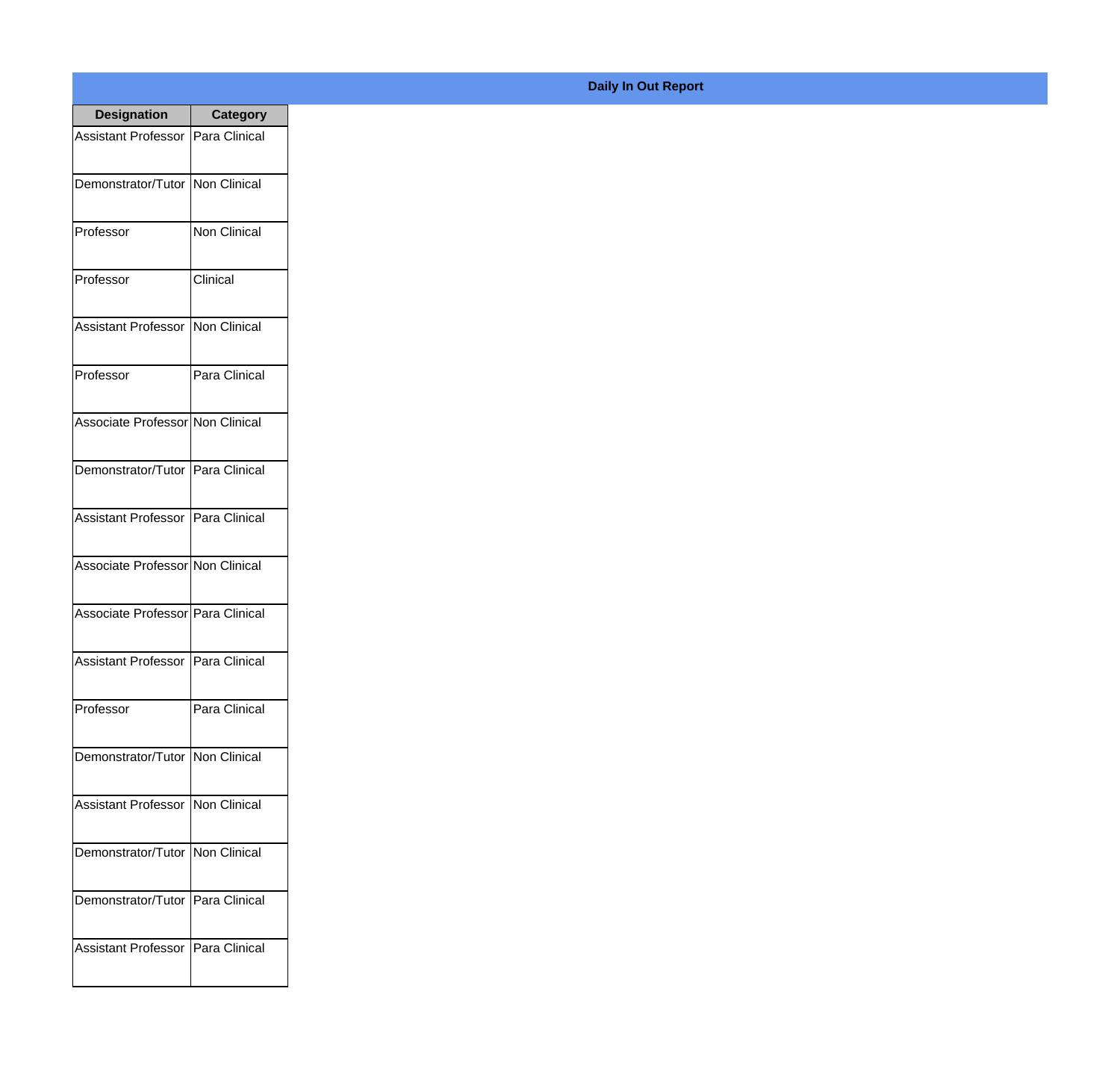## Daily In Out Report

| Designation | Category |
|---|---|
| Assistant Professor | Para Clinical |
| Demonstrator/Tutor | Non Clinical |
| Professor | Non Clinical |
| Professor | Clinical |
| Assistant Professor | Non Clinical |
| Professor | Para Clinical |
| Associate Professor | Non Clinical |
| Demonstrator/Tutor | Para Clinical |
| Assistant Professor | Para Clinical |
| Associate Professor | Non Clinical |
| Associate Professor | Para Clinical |
| Assistant Professor | Para Clinical |
| Professor | Para Clinical |
| Demonstrator/Tutor | Non Clinical |
| Assistant Professor | Non Clinical |
| Demonstrator/Tutor | Non Clinical |
| Demonstrator/Tutor | Para Clinical |
| Assistant Professor | Para Clinical |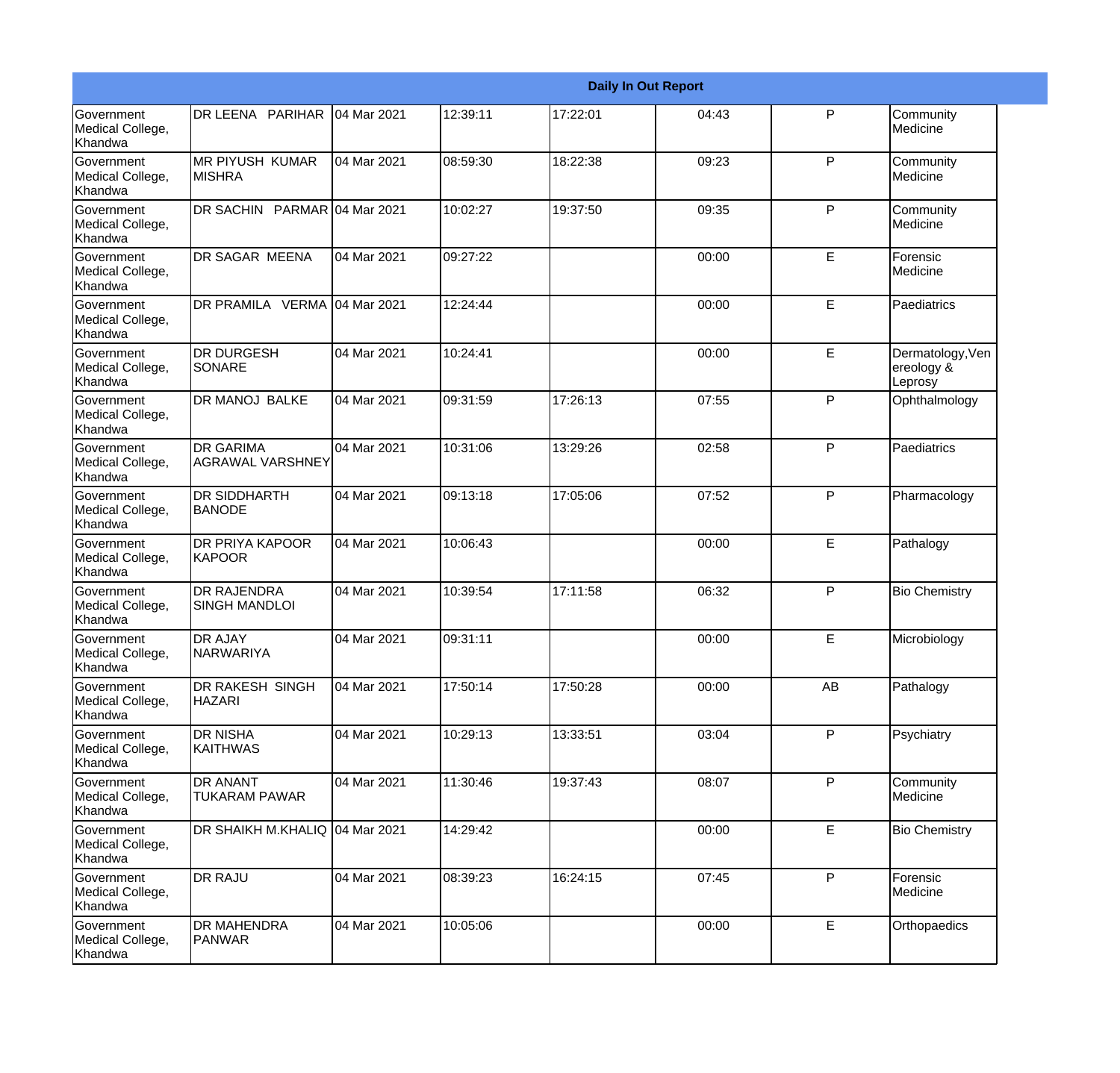| Daily In Out Report | | | | | | | |
|---|---|---|---|---|---|---|---|
| Government Medical College, Khandwa | DR LEENA PARIHAR | 04 Mar 2021 | 12:39:11 | 17:22:01 | 04:43 | P | Community Medicine |
| Government Medical College, Khandwa | MR PIYUSH KUMAR MISHRA | 04 Mar 2021 | 08:59:30 | 18:22:38 | 09:23 | P | Community Medicine |
| Government Medical College, Khandwa | DR SACHIN PARMAR | 04 Mar 2021 | 10:02:27 | 19:37:50 | 09:35 | P | Community Medicine |
| Government Medical College, Khandwa | DR SAGAR MEENA | 04 Mar 2021 | 09:27:22 | | 00:00 | E | Forensic Medicine |
| Government Medical College, Khandwa | DR PRAMILA VERMA | 04 Mar 2021 | 12:24:44 | | 00:00 | E | Paediatrics |
| Government Medical College, Khandwa | DR DURGESH SONARE | 04 Mar 2021 | 10:24:41 | | 00:00 | E | Dermatology,Venereology & Leprosy |
| Government Medical College, Khandwa | DR MANOJ BALKE | 04 Mar 2021 | 09:31:59 | 17:26:13 | 07:55 | P | Ophthalmology |
| Government Medical College, Khandwa | DR GARIMA AGRAWAL VARSHNEY | 04 Mar 2021 | 10:31:06 | 13:29:26 | 02:58 | P | Paediatrics |
| Government Medical College, Khandwa | DR SIDDHARTH BANODE | 04 Mar 2021 | 09:13:18 | 17:05:06 | 07:52 | P | Pharmacology |
| Government Medical College, Khandwa | DR PRIYA KAPOOR KAPOOR | 04 Mar 2021 | 10:06:43 | | 00:00 | E | Pathalogy |
| Government Medical College, Khandwa | DR RAJENDRA SINGH MANDLOI | 04 Mar 2021 | 10:39:54 | 17:11:58 | 06:32 | P | Bio Chemistry |
| Government Medical College, Khandwa | DR AJAY NARWARIYA | 04 Mar 2021 | 09:31:11 | | 00:00 | E | Microbiology |
| Government Medical College, Khandwa | DR RAKESH SINGH HAZARI | 04 Mar 2021 | 17:50:14 | 17:50:28 | 00:00 | AB | Pathalogy |
| Government Medical College, Khandwa | DR NISHA KAITHWAS | 04 Mar 2021 | 10:29:13 | 13:33:51 | 03:04 | P | Psychiatry |
| Government Medical College, Khandwa | DR ANANT TUKARAM PAWAR | 04 Mar 2021 | 11:30:46 | 19:37:43 | 08:07 | P | Community Medicine |
| Government Medical College, Khandwa | DR SHAIKH M.KHALIQ | 04 Mar 2021 | 14:29:42 | | 00:00 | E | Bio Chemistry |
| Government Medical College, Khandwa | DR RAJU | 04 Mar 2021 | 08:39:23 | 16:24:15 | 07:45 | P | Forensic Medicine |
| Government Medical College, Khandwa | DR MAHENDRA PANWAR | 04 Mar 2021 | 10:05:06 | | 00:00 | E | Orthopaedics |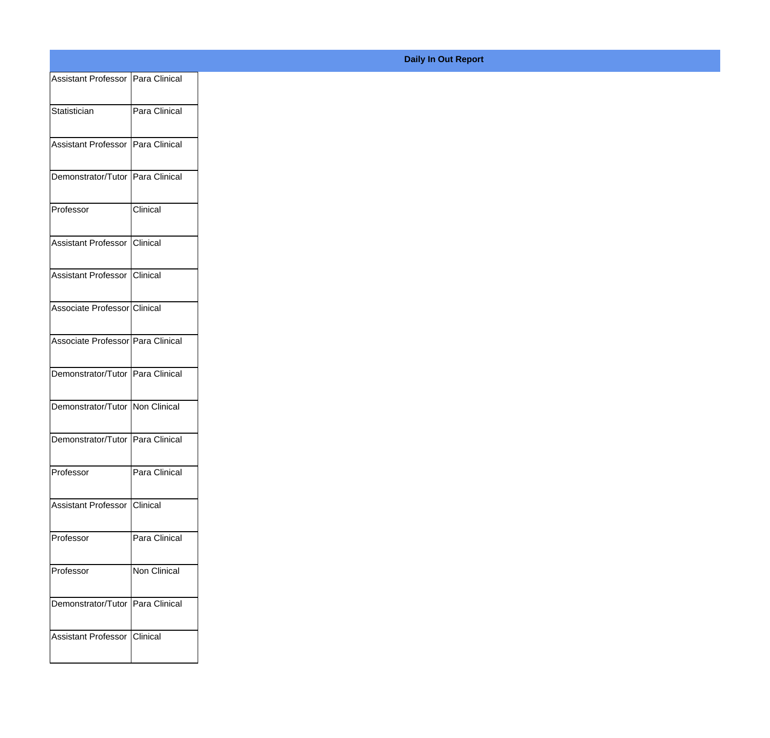**Daily In Out Report**

| | |
|---|---|
| Assistant Professor | Para Clinical |
| Statistician | Para Clinical |
| Assistant Professor | Para Clinical |
| Demonstrator/Tutor | Para Clinical |
| Professor | Clinical |
| Assistant Professor | Clinical |
| Assistant Professor | Clinical |
| Associate Professor | Clinical |
| Associate Professor | Para Clinical |
| Demonstrator/Tutor | Para Clinical |
| Demonstrator/Tutor | Non Clinical |
| Demonstrator/Tutor | Para Clinical |
| Professor | Para Clinical |
| Assistant Professor | Clinical |
| Professor | Para Clinical |
| Professor | Non Clinical |
| Demonstrator/Tutor | Para Clinical |
| Assistant Professor | Clinical |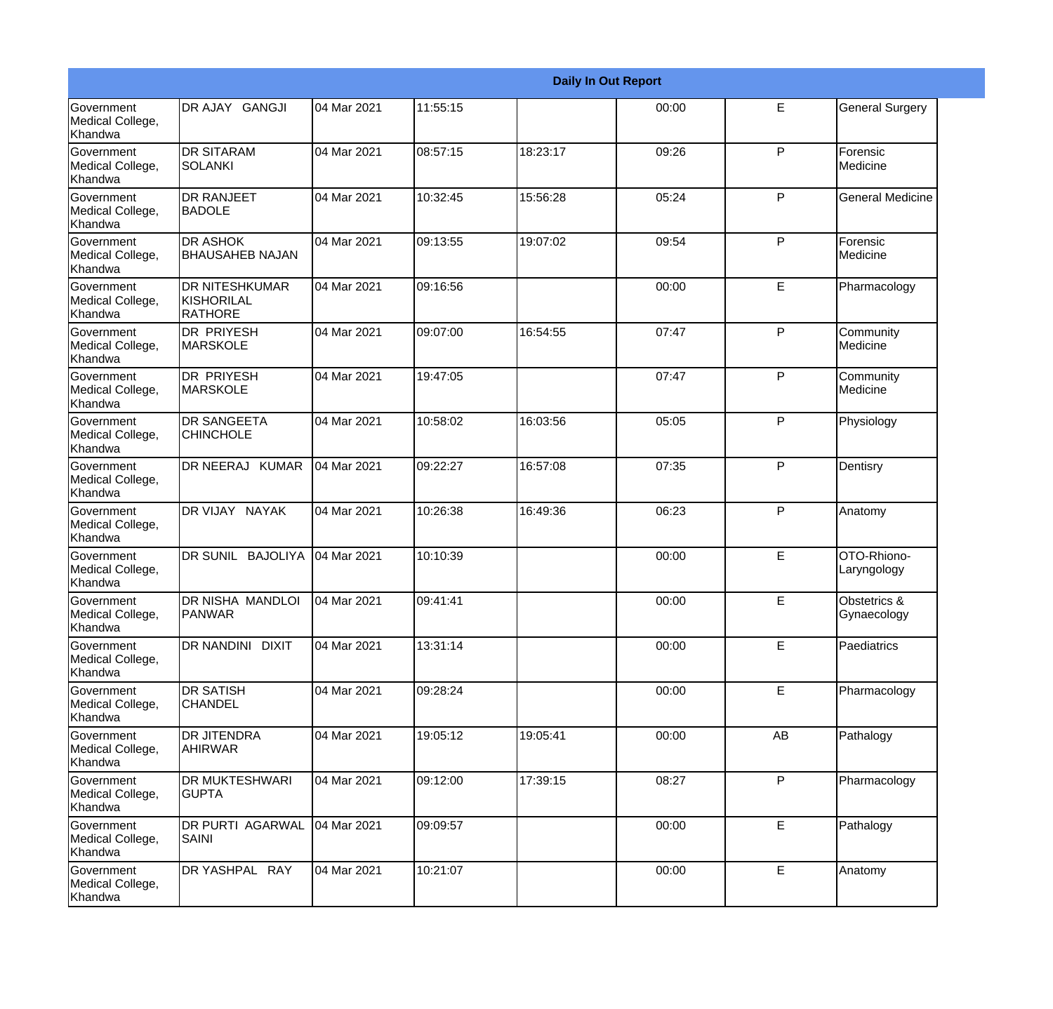| Daily In Out Report | | | | | | | |
|---|---|---|---|---|---|---|---|
| Government Medical College, Khandwa | DR AJAY GANGJI | 04 Mar 2021 | 11:55:15 | | 00:00 | E | General Surgery |
| Government Medical College, Khandwa | DR SITARAM SOLANKI | 04 Mar 2021 | 08:57:15 | 18:23:17 | 09:26 | P | Forensic Medicine |
| Government Medical College, Khandwa | DR RANJEET BADOLE | 04 Mar 2021 | 10:32:45 | 15:56:28 | 05:24 | P | General Medicine |
| Government Medical College, Khandwa | DR ASHOK BHAUSAHEB NAJAN | 04 Mar 2021 | 09:13:55 | 19:07:02 | 09:54 | P | Forensic Medicine |
| Government Medical College, Khandwa | DR NITESHKUMAR KISHORILAL RATHORE | 04 Mar 2021 | 09:16:56 | | 00:00 | E | Pharmacology |
| Government Medical College, Khandwa | DR PRIYESH MARSKOLE | 04 Mar 2021 | 09:07:00 | 16:54:55 | 07:47 | P | Community Medicine |
| Government Medical College, Khandwa | DR PRIYESH MARSKOLE | 04 Mar 2021 | 19:47:05 | | 07:47 | P | Community Medicine |
| Government Medical College, Khandwa | DR SANGEETA CHINCHOLE | 04 Mar 2021 | 10:58:02 | 16:03:56 | 05:05 | P | Physiology |
| Government Medical College, Khandwa | DR NEERAJ KUMAR | 04 Mar 2021 | 09:22:27 | 16:57:08 | 07:35 | P | Dentisry |
| Government Medical College, Khandwa | DR VIJAY NAYAK | 04 Mar 2021 | 10:26:38 | 16:49:36 | 06:23 | P | Anatomy |
| Government Medical College, Khandwa | DR SUNIL BAJOLIYA | 04 Mar 2021 | 10:10:39 | | 00:00 | E | OTO-Rhiono-Laryngology |
| Government Medical College, Khandwa | DR NISHA MANDLOI PANWAR | 04 Mar 2021 | 09:41:41 | | 00:00 | E | Obstetrics & Gynaecology |
| Government Medical College, Khandwa | DR NANDINI DIXIT | 04 Mar 2021 | 13:31:14 | | 00:00 | E | Paediatrics |
| Government Medical College, Khandwa | DR SATISH CHANDEL | 04 Mar 2021 | 09:28:24 | | 00:00 | E | Pharmacology |
| Government Medical College, Khandwa | DR JITENDRA AHIRWAR | 04 Mar 2021 | 19:05:12 | 19:05:41 | 00:00 | AB | Pathalogy |
| Government Medical College, Khandwa | DR MUKTESHWARI GUPTA | 04 Mar 2021 | 09:12:00 | 17:39:15 | 08:27 | P | Pharmacology |
| Government Medical College, Khandwa | DR PURTI AGARWAL SAINI | 04 Mar 2021 | 09:09:57 | | 00:00 | E | Pathalogy |
| Government Medical College, Khandwa | DR YASHPAL RAY | 04 Mar 2021 | 10:21:07 | | 00:00 | E | Anatomy |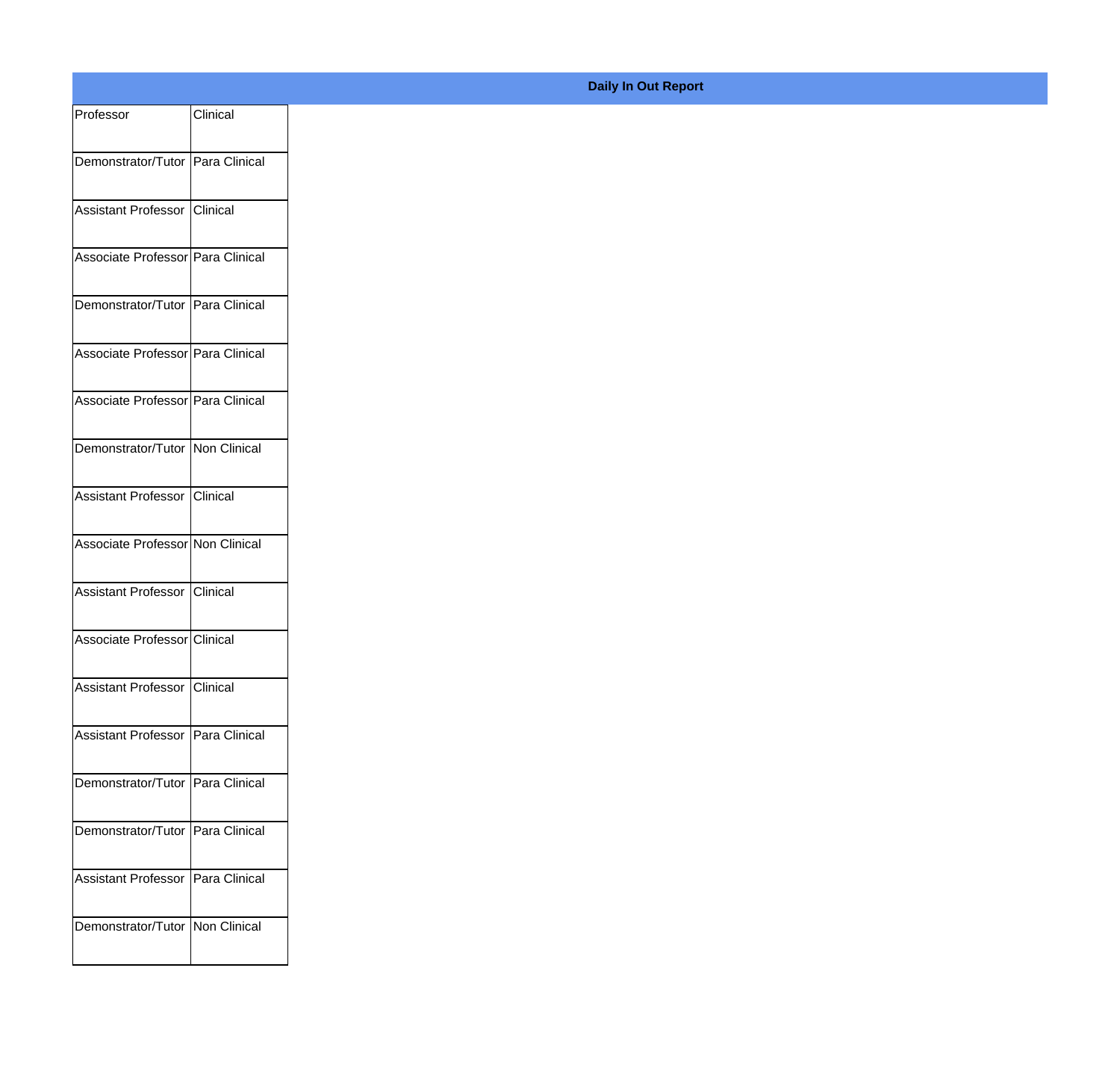**Daily In Out Report**

| | |
|---|---|
| Professor | Clinical |
| Demonstrator/Tutor | Para Clinical |
| Assistant Professor | Clinical |
| Associate Professor | Para Clinical |
| Demonstrator/Tutor | Para Clinical |
| Associate Professor | Para Clinical |
| Associate Professor | Para Clinical |
| Demonstrator/Tutor | Non Clinical |
| Assistant Professor | Clinical |
| Associate Professor | Non Clinical |
| Assistant Professor | Clinical |
| Associate Professor | Clinical |
| Assistant Professor | Clinical |
| Assistant Professor | Para Clinical |
| Demonstrator/Tutor | Para Clinical |
| Demonstrator/Tutor | Para Clinical |
| Assistant Professor | Para Clinical |
| Demonstrator/Tutor | Non Clinical |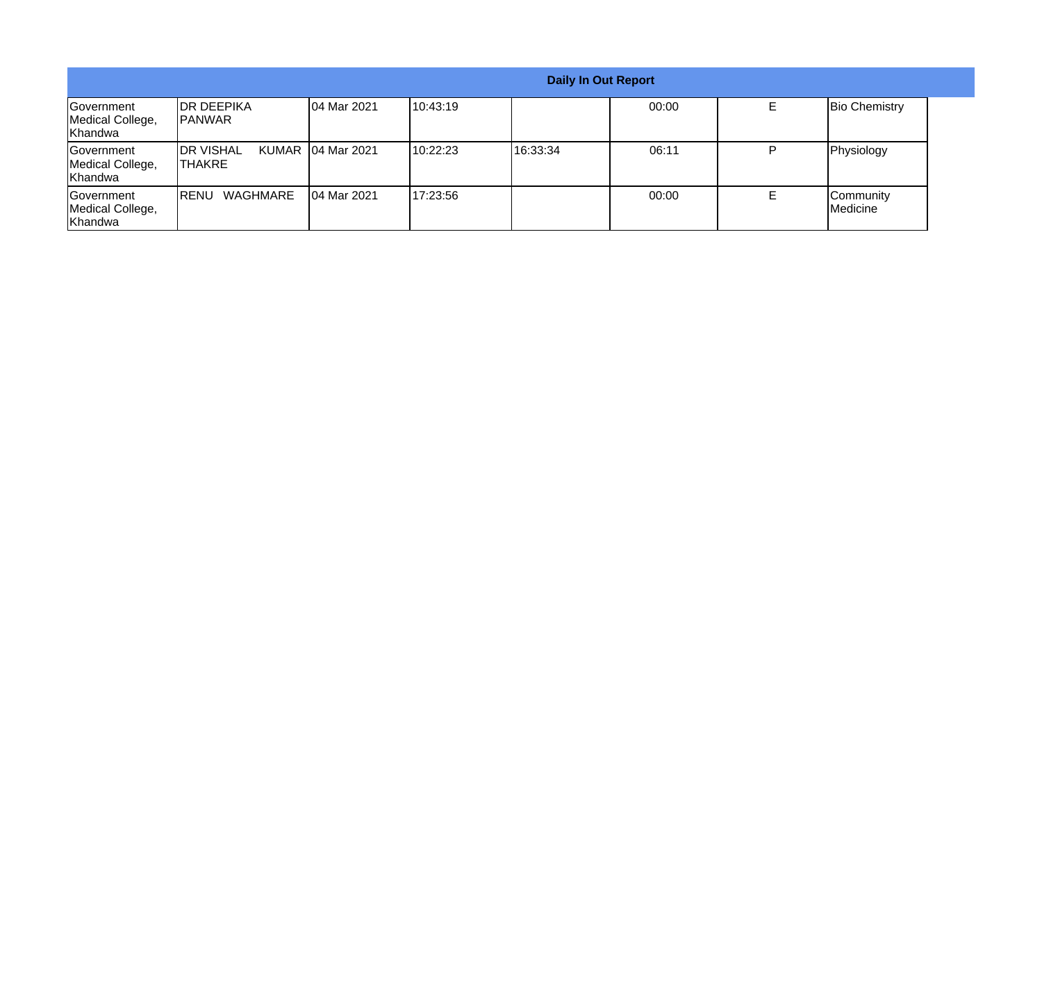| Daily In Out Report | | | | | | | |
|---|---|---|---|---|---|---|---|
| Government Medical College, Khandwa | DR DEEPIKA PANWAR | 04 Mar 2021 | 10:43:19 | | 00:00 | E | Bio Chemistry |
| Government Medical College, Khandwa | DR VISHAL KUMAR THAKRE | 04 Mar 2021 | 10:22:23 | 16:33:34 | 06:11 | P | Physiology |
| Government Medical College, Khandwa | RENU WAGHMARE | 04 Mar 2021 | 17:23:56 | | 00:00 | E | Community Medicine |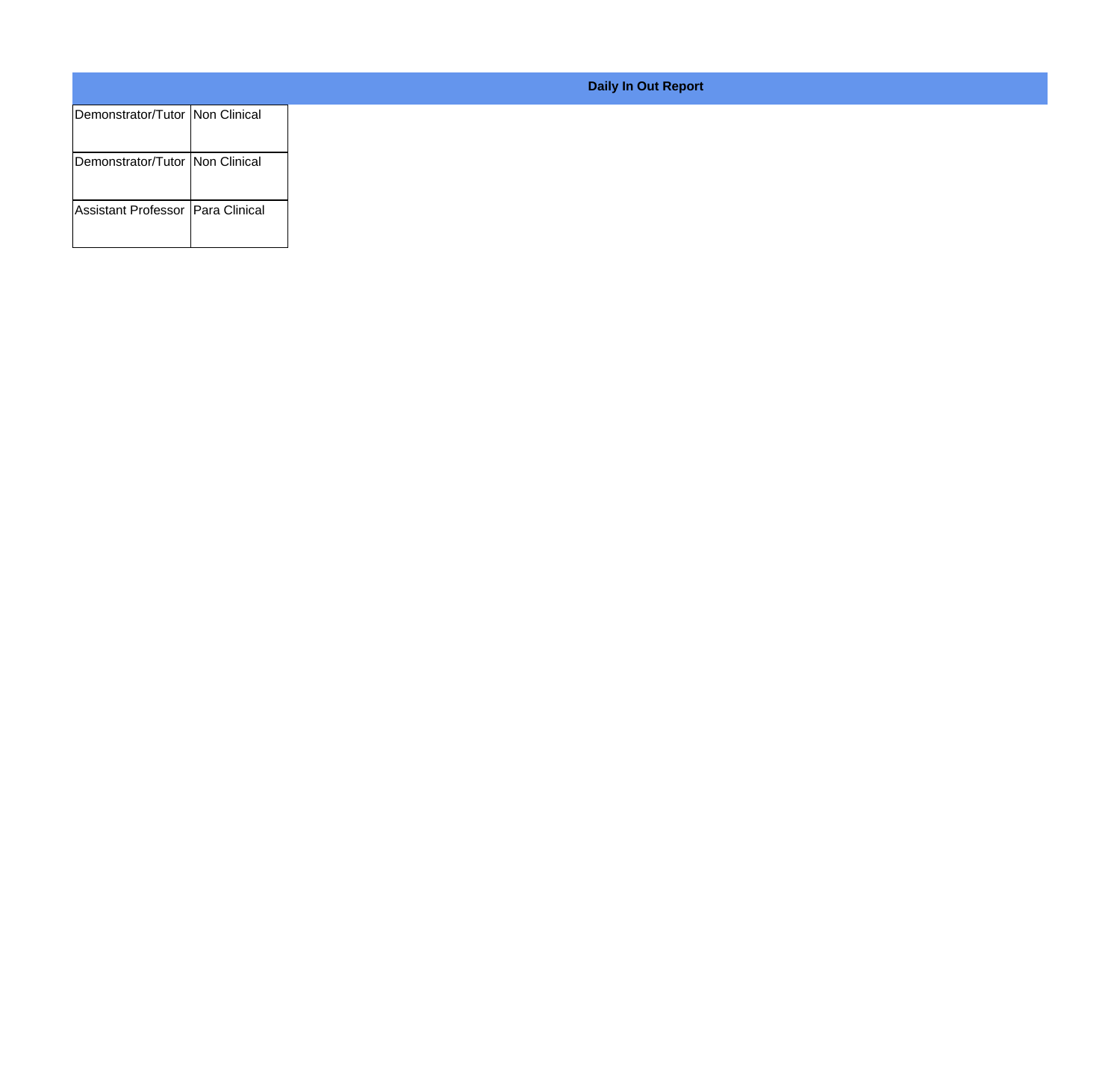**Daily In Out Report**

| | |
|---|---|
| Demonstrator/Tutor | Non Clinical |
| Demonstrator/Tutor | Non Clinical |
| Assistant Professor | Para Clinical |